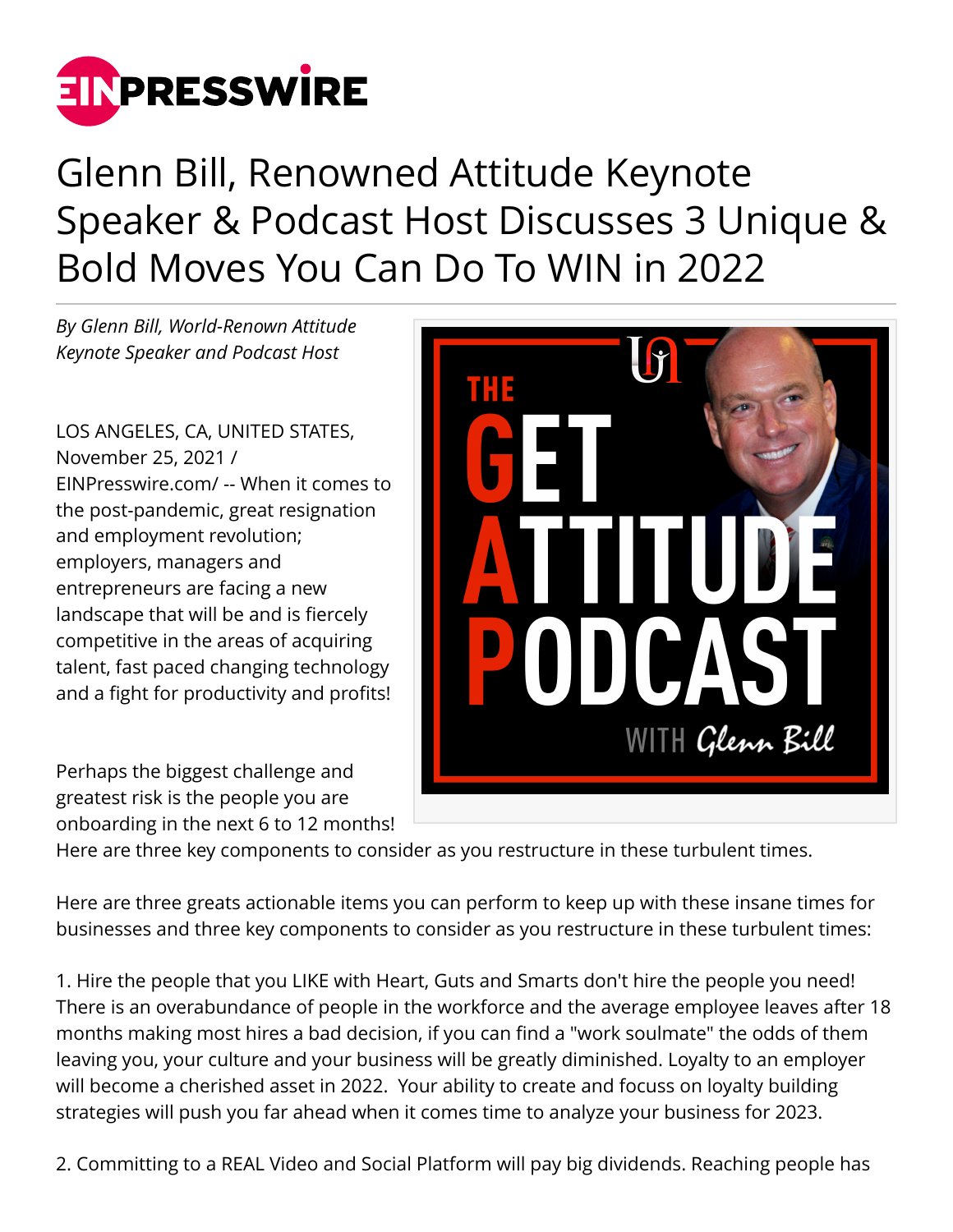# Glenn Bill, Renowned Attitude Keynote Speaker & Podcast Host Discusses 3 Unique & Bold Moves You Can Do To WIN in 2022

*By Glenn Bill, World-Renown Attitude Keynote Speaker and Podcast Host*

LOS ANGELES, CA, UNITED STATES, November 25, 2021 / EINPresswire.com/ -- When it comes to the post-pandemic, great resignation and employment revolution; employers, managers and entrepreneurs are facing a new landscape that will be and is fiercely competitive in the areas of acquiring talent, fast paced changing technology and a fight for productivity and profits!

Perhaps the biggest challenge and greatest risk is the people you are onboarding in the next 6 to 12 months! Here are three key components to consider as you restructure in these turbulent times.

Here are three greats actionable items you can perform to keep up with these insane times for businesses and three key components to consider as you restructure in these turbulent times:

1. Hire the people that you LIKE with Heart, Guts and Smarts don't hire the people you need! There is an overabundance of people in the workforce and the average employee leaves after 18 months making most hires a bad decision, if you can find a "work soulmate" the odds of them leaving you, your culture and your business will be greatly diminished. Loyalty to an employer will become a cherished asset in 2022. Your ability to create and focuss on loyalty building strategies will push you far ahead when it comes time to analyze your business for 2023.

2. Committing to a REAL Video and Social Platform will pay big dividends. Reaching people has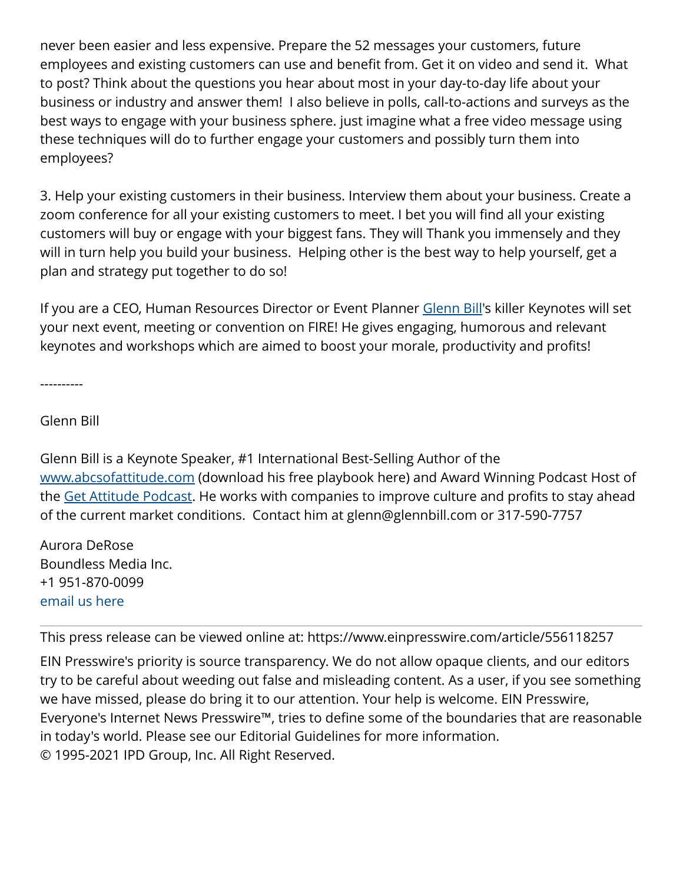never been easier and less expensive. Prepare the 52 messages your customers, future employees and existing customers can use and benefit from. Get it on video and send it. What to post? Think about the questions you hear about most in your day-to-day life about your business or industry and answer them! I also believe in polls, call-to-actions and surveys as the best ways to engage with your business sphere. just imagine what a free video message using these techniques will do to further engage your customers and possibly turn them into employees?

3. Help your existing customers in their business. Interview them about your business. Create a zoom conference for all your existing customers to meet. I bet you will find all your existing customers will buy or engage with your biggest fans. They will Thank you immensely and they will in turn help you build your business. Helping other is the best way to help yourself, get a plan and strategy put together to do so!

If you are a CEO, Human Resources Director or Event Planner Glenn Bill's killer Keynotes will set your next event, meeting or convention on FIRE! He gives engaging, humorous and relevant keynotes and workshops which are aimed to boost your morale, productivity and profits!

----------

Glenn Bill

Glenn Bill is a Keynote Speaker, #1 International Best-Selling Author of the www.abcsofattitude.com (download his free playbook here) and Award Winning Podcast Host of the Get Attitude Podcast. He works with companies to improve culture and profits to stay ahead of the current market conditions. Contact him at glenn@glennbill.com or 317-590-7757

Aurora DeRose
Boundless Media Inc.
+1 951-870-0099
email us here

---

This press release can be viewed online at: https://www.einpresswire.com/article/556118257

EIN Presswire's priority is source transparency. We do not allow opaque clients, and our editors try to be careful about weeding out false and misleading content. As a user, if you see something we have missed, please do bring it to our attention. Your help is welcome. EIN Presswire, Everyone's Internet News Presswire™, tries to define some of the boundaries that are reasonable in today's world. Please see our Editorial Guidelines for more information.
© 1995-2021 IPD Group, Inc. All Right Reserved.